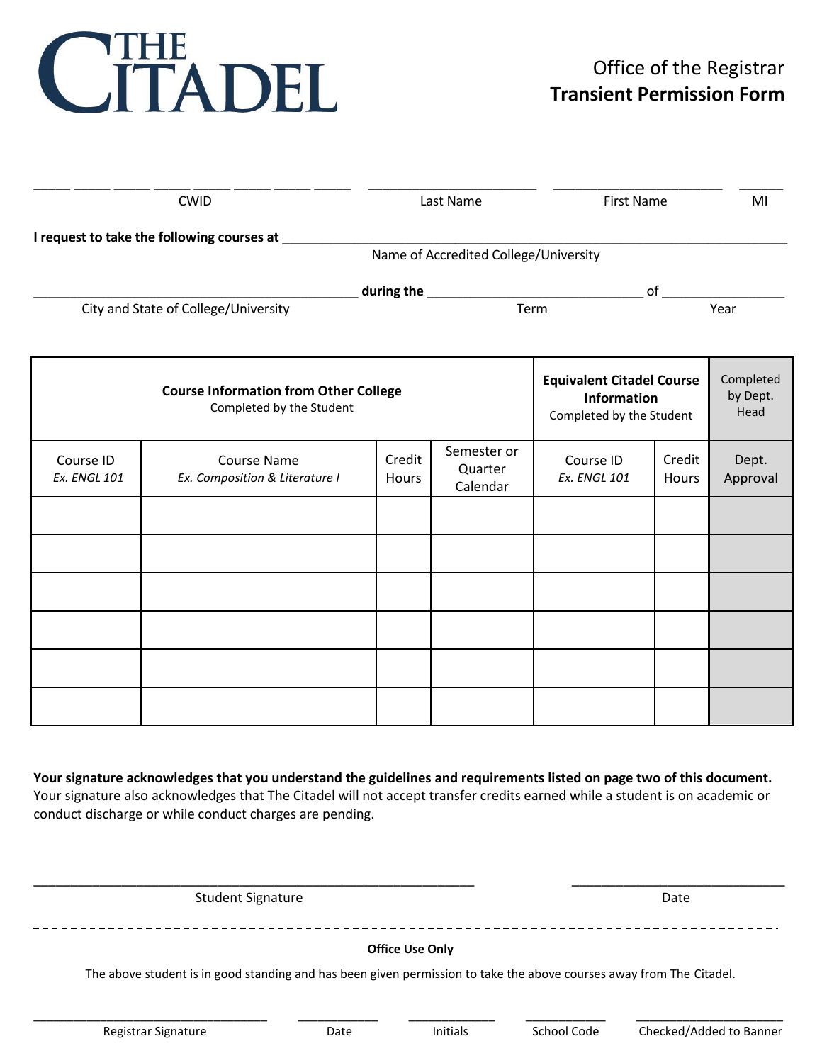THE CITADEL

Office of the Registrar

# Transient Permission Form

_____ _____ _____ _____ _____ _____ _____ _____ ______________________ ______________________ ______

CWID Last Name First Name MI

**I request to take the following courses at** ____________________________________________________________

Name of Accredited College/University

__________________________________________ **during the** ____________________________ of ________________

City and State of College/University Term Year

| **Course Information from Other College** Completed by the Student | | | | **Equivalent Citadel Course Information** Completed by the Student | | Completed by Dept. Head |
|---|---|---|---|---|---|---|
| Course ID *Ex. ENGL 101* | Course Name *Ex. Composition & Literature I* | Credit Hours | Semester or Quarter Calendar | Course ID *Ex. ENGL 101* | Credit Hours | Dept. Approval |
| | | | | | | |
| | | | | | | |
| | | | | | | |
| | | | | | | |
| | | | | | | |
| | | | | | | |

**Your signature acknowledges that you understand the guidelines and requirements listed on page two of this document.** Your signature also acknowledges that The Citadel will not accept transfer credits earned while a student is on academic or conduct discharge or while conduct charges are pending.

__________________________________________________________ ____________________________

Student Signature Date

- - - - - - - - - - - - - - - - - - - - - - - - - - - - - - - - - - - - - - - - - - - - - - - - - - - - - - - - - - - - - - - -

**Office Use Only**

The above student is in good standing and has been given permission to take the above courses away from The Citadel.

________________________________ ___________ ___________ ___________ ____________________

Registrar Signature Date Initials School Code Checked/Added to Banner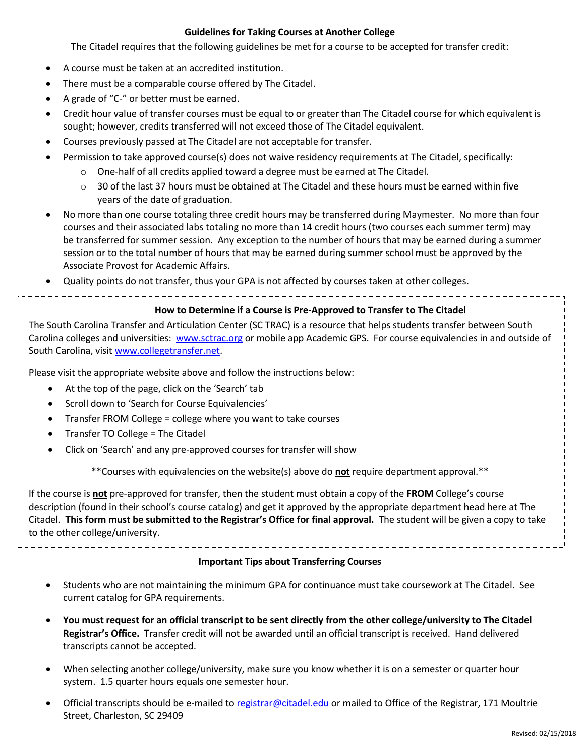## Guidelines for Taking Courses at Another College

The Citadel requires that the following guidelines be met for a course to be accepted for transfer credit:

- A course must be taken at an accredited institution.
- There must be a comparable course offered by The Citadel.
- A grade of "C-" or better must be earned.
- Credit hour value of transfer courses must be equal to or greater than The Citadel course for which equivalent is sought; however, credits transferred will not exceed those of The Citadel equivalent.
- Courses previously passed at The Citadel are not acceptable for transfer.
- Permission to take approved course(s) does not waive residency requirements at The Citadel, specifically:
  - One-half of all credits applied toward a degree must be earned at The Citadel.
  - 30 of the last 37 hours must be obtained at The Citadel and these hours must be earned within five years of the date of graduation.
- No more than one course totaling three credit hours may be transferred during Maymester. No more than four courses and their associated labs totaling no more than 14 credit hours (two courses each summer term) may be transferred for summer session. Any exception to the number of hours that may be earned during a summer session or to the total number of hours that may be earned during summer school must be approved by the Associate Provost for Academic Affairs.
- Quality points do not transfer, thus your GPA is not affected by courses taken at other colleges.

## How to Determine if a Course is Pre-Approved to Transfer to The Citadel

The South Carolina Transfer and Articulation Center (SC TRAC) is a resource that helps students transfer between South Carolina colleges and universities: www.sctrac.org or mobile app Academic GPS. For course equivalencies in and outside of South Carolina, visit www.collegetransfer.net.

Please visit the appropriate website above and follow the instructions below:

- At the top of the page, click on the 'Search' tab
- Scroll down to 'Search for Course Equivalencies'
- Transfer FROM College = college where you want to take courses
- Transfer TO College = The Citadel
- Click on 'Search' and any pre-approved courses for transfer will show

**Courses with equivalencies on the website(s) above do **not** require department approval.**

If the course is **not** pre-approved for transfer, then the student must obtain a copy of the **FROM** College's course description (found in their school's course catalog) and get it approved by the appropriate department head here at The Citadel. **This form must be submitted to the Registrar's Office for final approval.** The student will be given a copy to take to the other college/university.

## Important Tips about Transferring Courses

- Students who are not maintaining the minimum GPA for continuance must take coursework at The Citadel. See current catalog for GPA requirements.

- **You must request for an official transcript to be sent directly from the other college/university to The Citadel Registrar's Office.** Transfer credit will not be awarded until an official transcript is received. Hand delivered transcripts cannot be accepted.

- When selecting another college/university, make sure you know whether it is on a semester or quarter hour system. 1.5 quarter hours equals one semester hour.

- Official transcripts should be e-mailed to registrar@citadel.edu or mailed to Office of the Registrar, 171 Moultrie Street, Charleston, SC 29409

Revised: 02/15/2018